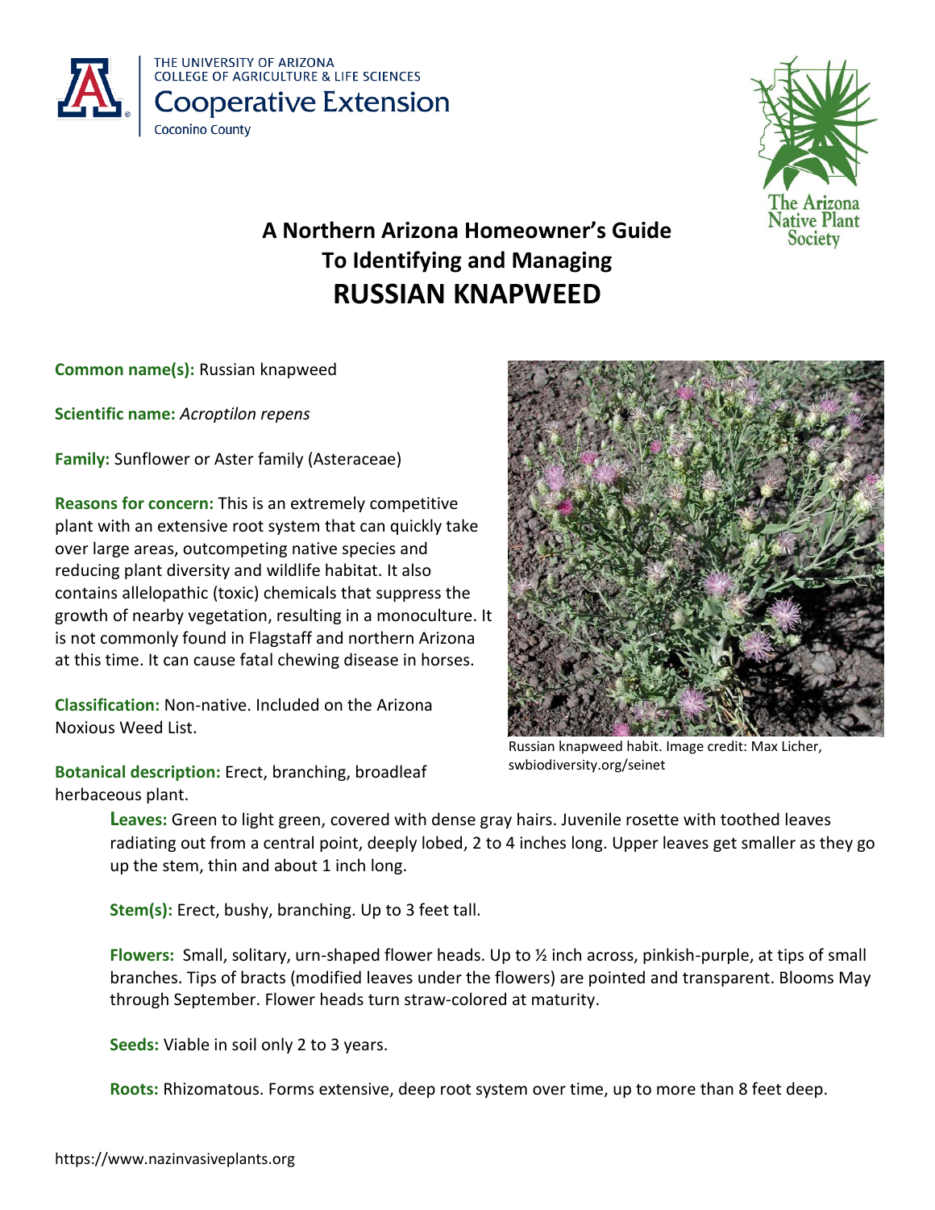THE UNIVERSITY OF ARIZONA
COLLEGE OF AGRICULTURE & LIFE SCIENCES
Cooperative Extension
Coconino County

The Arizona Native Plant Society

# A Northern Arizona Homeowner's Guide To Identifying and Managing RUSSIAN KNAPWEED

**Common name(s):** Russian knapweed

**Scientific name:** *Acroptilon repens*

**Family:** Sunflower or Aster family (Asteraceae)

**Reasons for concern:** This is an extremely competitive plant with an extensive root system that can quickly take over large areas, outcompeting native species and reducing plant diversity and wildlife habitat. It also contains allelopathic (toxic) chemicals that suppress the growth of nearby vegetation, resulting in a monoculture. It is not commonly found in Flagstaff and northern Arizona at this time. It can cause fatal chewing disease in horses.

**Classification:** Non-native. Included on the Arizona Noxious Weed List.

Russian knapweed habit. Image credit: Max Licher, swbiodiversity.org/seinet

**Botanical description:** Erect, branching, broadleaf herbaceous plant.

> **Leaves:** Green to light green, covered with dense gray hairs. Juvenile rosette with toothed leaves radiating out from a central point, deeply lobed, 2 to 4 inches long. Upper leaves get smaller as they go up the stem, thin and about 1 inch long.
>
> **Stem(s):** Erect, bushy, branching. Up to 3 feet tall.
>
> **Flowers:** Small, solitary, urn-shaped flower heads. Up to ½ inch across, pinkish-purple, at tips of small branches. Tips of bracts (modified leaves under the flowers) are pointed and transparent. Blooms May through September. Flower heads turn straw-colored at maturity.
>
> **Seeds:** Viable in soil only 2 to 3 years.
>
> **Roots:** Rhizomatous. Forms extensive, deep root system over time, up to more than 8 feet deep.

https://www.nazinvasiveplants.org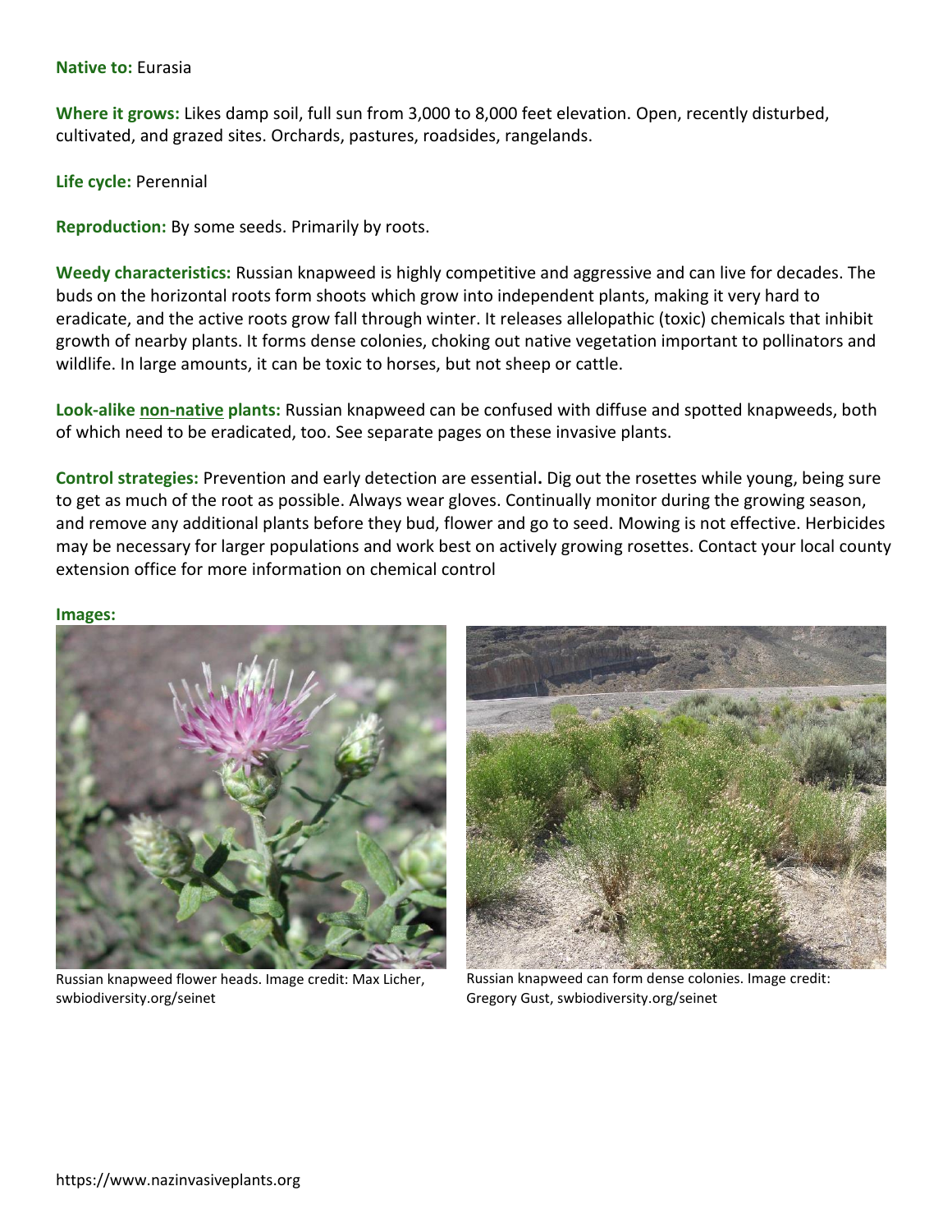**Native to:** Eurasia

**Where it grows:** Likes damp soil, full sun from 3,000 to 8,000 feet elevation. Open, recently disturbed, cultivated, and grazed sites. Orchards, pastures, roadsides, rangelands.

**Life cycle:** Perennial

**Reproduction:** By some seeds. Primarily by roots.

**Weedy characteristics:** Russian knapweed is highly competitive and aggressive and can live for decades. The buds on the horizontal roots form shoots which grow into independent plants, making it very hard to eradicate, and the active roots grow fall through winter. It releases allelopathic (toxic) chemicals that inhibit growth of nearby plants. It forms dense colonies, choking out native vegetation important to pollinators and wildlife. In large amounts, it can be toxic to horses, but not sheep or cattle.

**Look-alike non-native plants:** Russian knapweed can be confused with diffuse and spotted knapweeds, both of which need to be eradicated, too. See separate pages on these invasive plants.

**Control strategies:** Prevention and early detection are essential**.** Dig out the rosettes while young, being sure to get as much of the root as possible. Always wear gloves. Continually monitor during the growing season, and remove any additional plants before they bud, flower and go to seed. Mowing is not effective. Herbicides may be necessary for larger populations and work best on actively growing rosettes. Contact your local county extension office for more information on chemical control

**Images:**

Russian knapweed flower heads. Image credit: Max Licher, swbiodiversity.org/seinet

Russian knapweed can form dense colonies. Image credit: Gregory Gust, swbiodiversity.org/seinet

https://www.nazinvasiveplants.org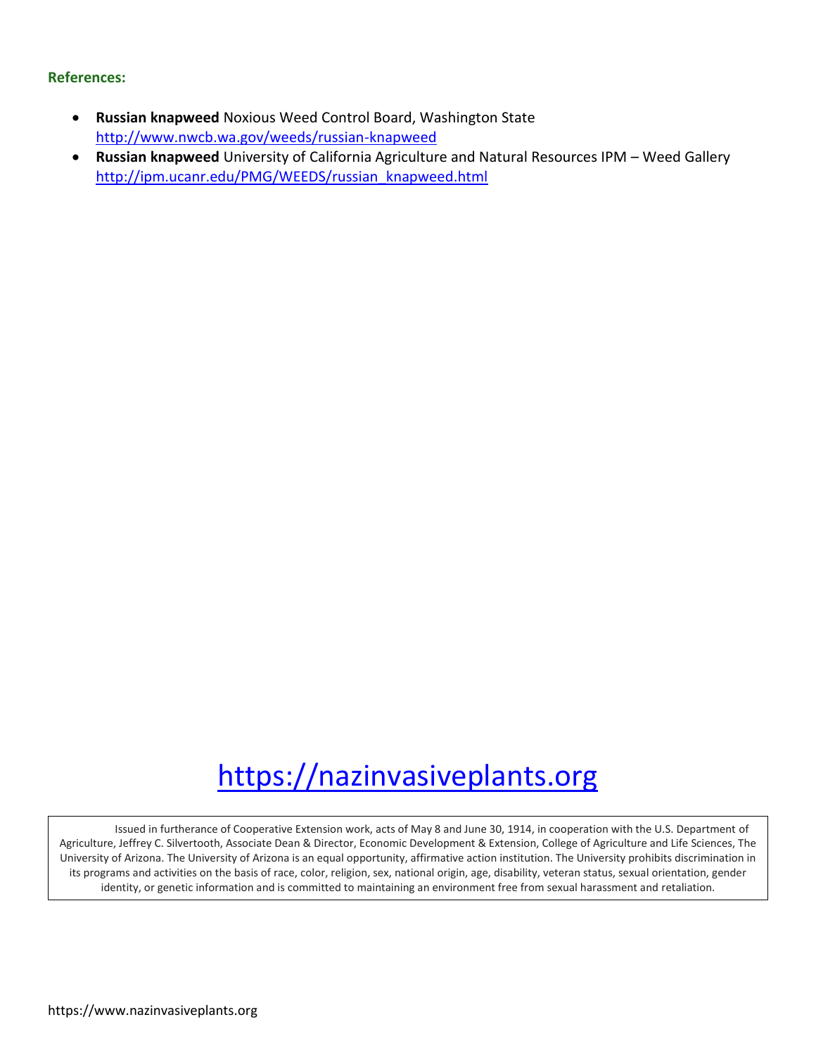**References:**

- **Russian knapweed** Noxious Weed Control Board, Washington State
  http://www.nwcb.wa.gov/weeds/russian-knapweed
- **Russian knapweed** University of California Agriculture and Natural Resources IPM – Weed Gallery
  http://ipm.ucanr.edu/PMG/WEEDS/russian_knapweed.html

# https://nazinvasiveplants.org

Issued in furtherance of Cooperative Extension work, acts of May 8 and June 30, 1914, in cooperation with the U.S. Department of Agriculture, Jeffrey C. Silvertooth, Associate Dean & Director, Economic Development & Extension, College of Agriculture and Life Sciences, The University of Arizona. The University of Arizona is an equal opportunity, affirmative action institution. The University prohibits discrimination in its programs and activities on the basis of race, color, religion, sex, national origin, age, disability, veteran status, sexual orientation, gender identity, or genetic information and is committed to maintaining an environment free from sexual harassment and retaliation.